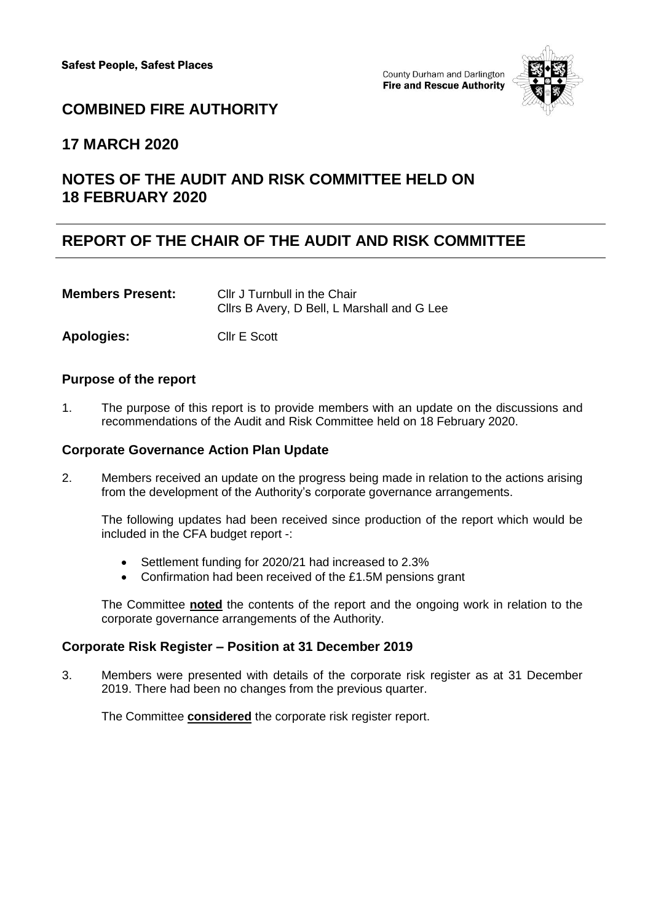**Safest People, Safest Places**

County Durham and Darlington
**Fire and Rescue Authority**

# COMBINED FIRE AUTHORITY

## 17 MARCH 2020

## NOTES OF THE AUDIT AND RISK COMMITTEE HELD ON 18 FEBRUARY 2020

# REPORT OF THE CHAIR OF THE AUDIT AND RISK COMMITTEE

**Members Present:** Cllr J Turnbull in the Chair
Cllrs B Avery, D Bell, L Marshall and G Lee

**Apologies:** Cllr E Scott

### Purpose of the report

1. The purpose of this report is to provide members with an update on the discussions and recommendations of the Audit and Risk Committee held on 18 February 2020.

### Corporate Governance Action Plan Update

2. Members received an update on the progress being made in relation to the actions arising from the development of the Authority's corporate governance arrangements.

   The following updates had been received since production of the report which would be included in the CFA budget report -:

   - Settlement funding for 2020/21 had increased to 2.3%
   - Confirmation had been received of the £1.5M pensions grant

   The Committee **noted** the contents of the report and the ongoing work in relation to the corporate governance arrangements of the Authority.

### Corporate Risk Register – Position at 31 December 2019

3. Members were presented with details of the corporate risk register as at 31 December 2019. There had been no changes from the previous quarter.

   The Committee **considered** the corporate risk register report.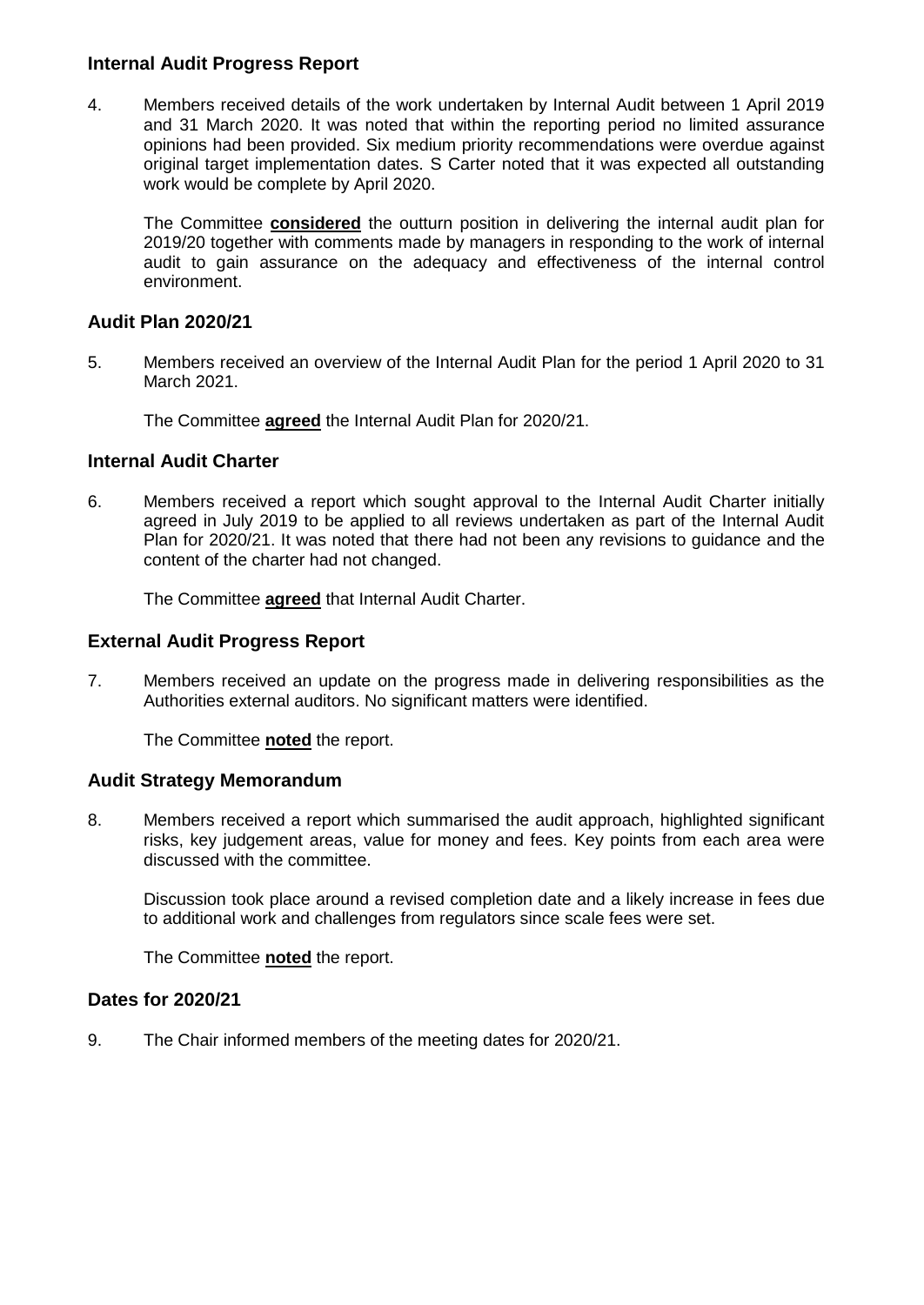## Internal Audit Progress Report

4. Members received details of the work undertaken by Internal Audit between 1 April 2019 and 31 March 2020. It was noted that within the reporting period no limited assurance opinions had been provided. Six medium priority recommendations were overdue against original target implementation dates. S Carter noted that it was expected all outstanding work would be complete by April 2020.

   The Committee **considered** the outturn position in delivering the internal audit plan for 2019/20 together with comments made by managers in responding to the work of internal audit to gain assurance on the adequacy and effectiveness of the internal control environment.

## Audit Plan 2020/21

5. Members received an overview of the Internal Audit Plan for the period 1 April 2020 to 31 March 2021.

   The Committee **agreed** the Internal Audit Plan for 2020/21.

## Internal Audit Charter

6. Members received a report which sought approval to the Internal Audit Charter initially agreed in July 2019 to be applied to all reviews undertaken as part of the Internal Audit Plan for 2020/21. It was noted that there had not been any revisions to guidance and the content of the charter had not changed.

   The Committee **agreed** that Internal Audit Charter.

## External Audit Progress Report

7. Members received an update on the progress made in delivering responsibilities as the Authorities external auditors. No significant matters were identified.

   The Committee **noted** the report.

## Audit Strategy Memorandum

8. Members received a report which summarised the audit approach, highlighted significant risks, key judgement areas, value for money and fees. Key points from each area were discussed with the committee.

   Discussion took place around a revised completion date and a likely increase in fees due to additional work and challenges from regulators since scale fees were set.

   The Committee **noted** the report.

## Dates for 2020/21

9. The Chair informed members of the meeting dates for 2020/21.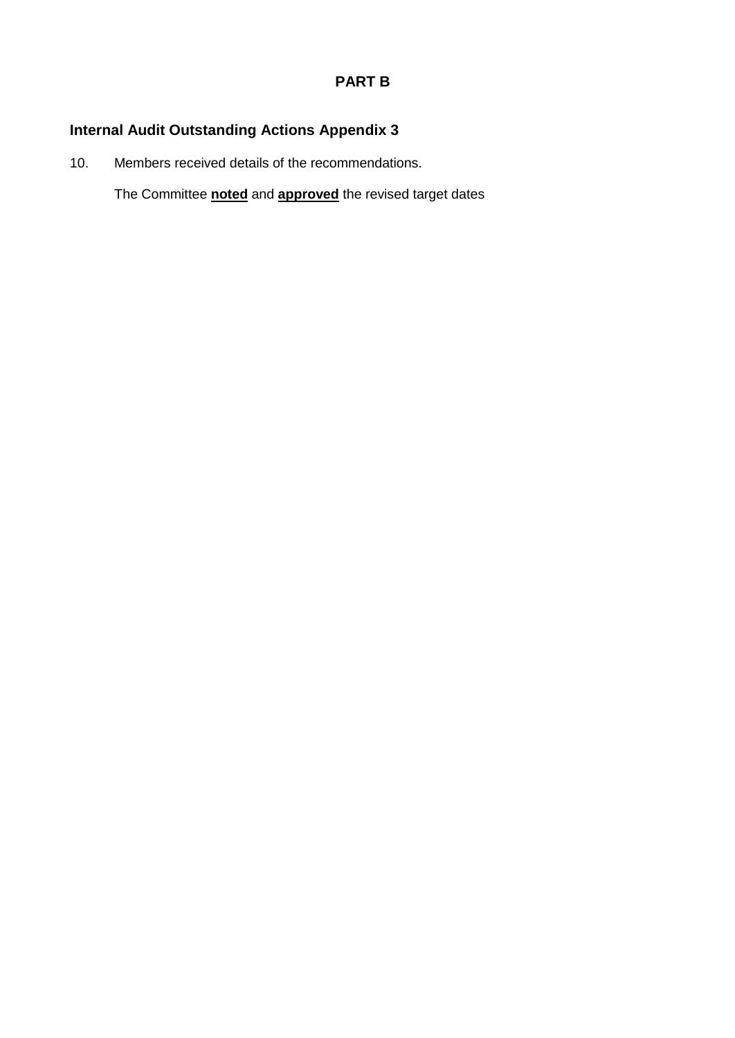**PART B**

## Internal Audit Outstanding Actions Appendix 3

10. Members received details of the recommendations.

    The Committee **noted** and **approved** the revised target dates